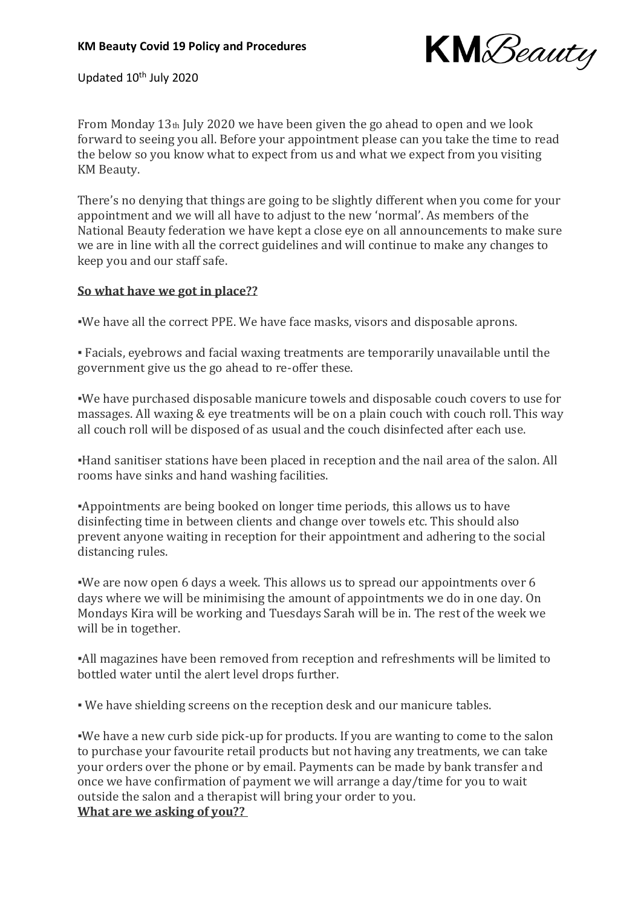**KM Beauty Covid 19 Policy and Procedures**

KM Beauty

Updated 10th July 2020

From Monday 13th July 2020 we have been given the go ahead to open and we look forward to seeing you all. Before your appointment please can you take the time to read the below so you know what to expect from us and what we expect from you visiting KM Beauty.

There's no denying that things are going to be slightly different when you come for your appointment and we will all have to adjust to the new 'normal'. As members of the National Beauty federation we have kept a close eye on all announcements to make sure we are in line with all the correct guidelines and will continue to make any changes to keep you and our staff safe.

**So what have we got in place??**

▪We have all the correct PPE. We have face masks, visors and disposable aprons.

▪ Facials, eyebrows and facial waxing treatments are temporarily unavailable until the government give us the go ahead to re-offer these.

▪We have purchased disposable manicure towels and disposable couch covers to use for massages. All waxing & eye treatments will be on a plain couch with couch roll. This way all couch roll will be disposed of as usual and the couch disinfected after each use.

▪Hand sanitiser stations have been placed in reception and the nail area of the salon. All rooms have sinks and hand washing facilities.

▪Appointments are being booked on longer time periods, this allows us to have disinfecting time in between clients and change over towels etc. This should also prevent anyone waiting in reception for their appointment and adhering to the social distancing rules.

▪We are now open 6 days a week. This allows us to spread our appointments over 6 days where we will be minimising the amount of appointments we do in one day. On Mondays Kira will be working and Tuesdays Sarah will be in. The rest of the week we will be in together.

▪All magazines have been removed from reception and refreshments will be limited to bottled water until the alert level drops further.

▪ We have shielding screens on the reception desk and our manicure tables.

▪We have a new curb side pick-up for products. If you are wanting to come to the salon to purchase your favourite retail products but not having any treatments, we can take your orders over the phone or by email. Payments can be made by bank transfer and once we have confirmation of payment we will arrange a day/time for you to wait outside the salon and a therapist will bring your order to you.

**What are we asking of you??**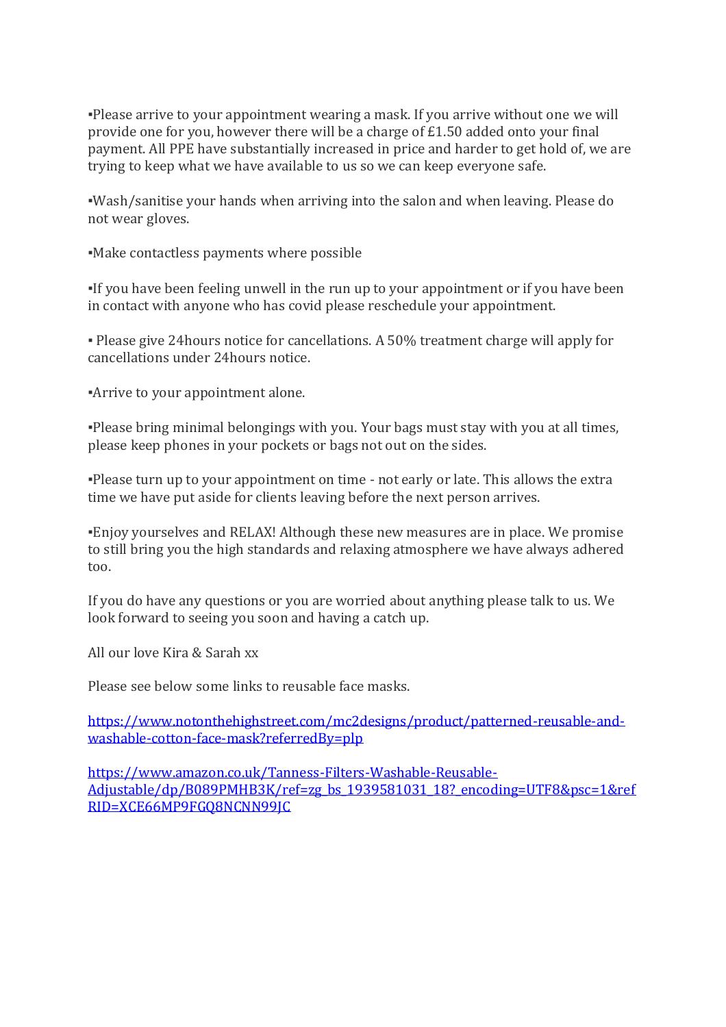▪Please arrive to your appointment wearing a mask. If you arrive without one we will provide one for you, however there will be a charge of £1.50 added onto your final payment. All PPE have substantially increased in price and harder to get hold of, we are trying to keep what we have available to us so we can keep everyone safe.

▪Wash/sanitise your hands when arriving into the salon and when leaving. Please do not wear gloves.

▪Make contactless payments where possible

▪If you have been feeling unwell in the run up to your appointment or if you have been in contact with anyone who has covid please reschedule your appointment.

▪ Please give 24hours notice for cancellations. A 50% treatment charge will apply for cancellations under 24hours notice.

▪Arrive to your appointment alone.

▪Please bring minimal belongings with you. Your bags must stay with you at all times, please keep phones in your pockets or bags not out on the sides.

▪Please turn up to your appointment on time - not early or late. This allows the extra time we have put aside for clients leaving before the next person arrives.

▪Enjoy yourselves and RELAX! Although these new measures are in place. We promise to still bring you the high standards and relaxing atmosphere we have always adhered too.

If you do have any questions or you are worried about anything please talk to us. We look forward to seeing you soon and having a catch up.

All our love Kira & Sarah xx

Please see below some links to reusable face masks.

https://www.notonthehighstreet.com/mc2designs/product/patterned-reusable-and-washable-cotton-face-mask?referredBy=plp

https://www.amazon.co.uk/Tanness-Filters-Washable-Reusable-Adjustable/dp/B089PMHB3K/ref=zg_bs_1939581031_18?_encoding=UTF8&psc=1&refRID=XCE66MP9FGQ8NCNN99JC